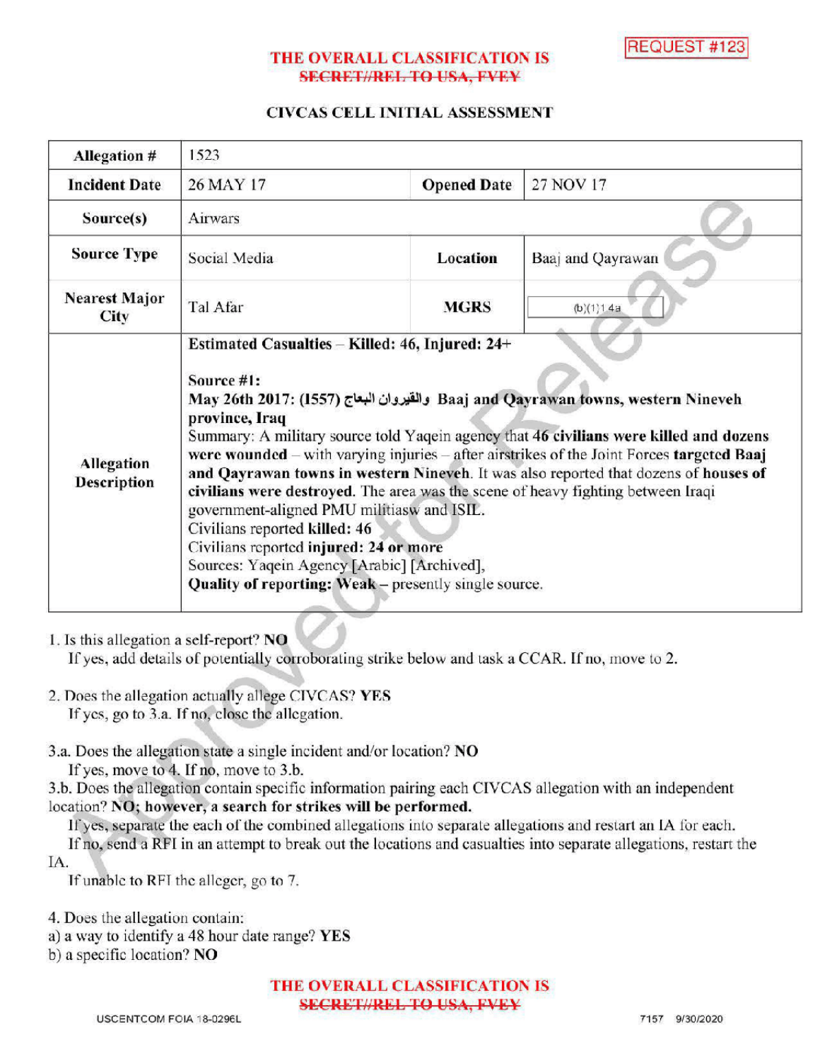REQUEST #123

THE OVERALL CLASSIFICATION IS ~~SECRET//REL TO USA, FVEY~~

## CIVCAS CELL INITIAL ASSESSMENT

| Allegation # | 1523 | | |
|---|---|---|---|
| Incident Date | 26 MAY 17 | Opened Date | 27 NOV 17 |
| Source(s) | Airwars | | |
| Source Type | Social Media | Location | Baaj and Qayrawan |
| Nearest Major City | Tal Afar | MGRS | (b)(1)1.4a |
| Allegation Description | **Estimated Casualties – Killed: 46, Injured: 24+**<br><br>**Source #1:**<br>**May 26th 2017: (1557) والقيروان البعاج Baaj and Qayrawan towns, western Nineveh province, Iraq**<br>Summary: A military source told Yaqein agency that **46 civilians were killed and dozens were wounded** – with varying injuries – after airstrikes of the Joint Forces **targeted Baaj and Qayrawan towns in western Nineveh**. It was also reported that dozens of **houses of civilians were destroyed.** The area was the scene of heavy fighting between Iraqi government-aligned PMU militiasw and ISIL.<br>Civilians reported **killed: 46**<br>Civilians reported **injured: 24 or more**<br>Sources: Yaqein Agency [Arabic] [Archived],<br>**Quality of reporting: Weak** – presently single source. | | |

1. Is this allegation a self-report? **NO**
   If yes, add details of potentially corroborating strike below and task a CCAR. If no, move to 2.

2. Does the allegation actually allege CIVCAS? **YES**
   If yes, go to 3.a. If no, close the allegation.

3.a. Does the allegation state a single incident and/or location? **NO**
   If yes, move to 4. If no, move to 3.b.

3.b. Does the allegation contain specific information pairing each CIVCAS allegation with an independent location? **NO; however, a search for strikes will be performed.**
   If yes, separate the each of the combined allegations into separate allegations and restart an IA for each.
   If no, send a RFI in an attempt to break out the locations and casualties into separate allegations, restart the IA.
   If unable to RFI the alleger, go to 7.

4. Does the allegation contain:
a) a way to identify a 48 hour date range? **YES**
b) a specific location? **NO**

THE OVERALL CLASSIFICATION IS ~~SECRET//REL TO USA, FVEY~~

USCENTCOM FOIA 18-0296L 7157 9/30/2020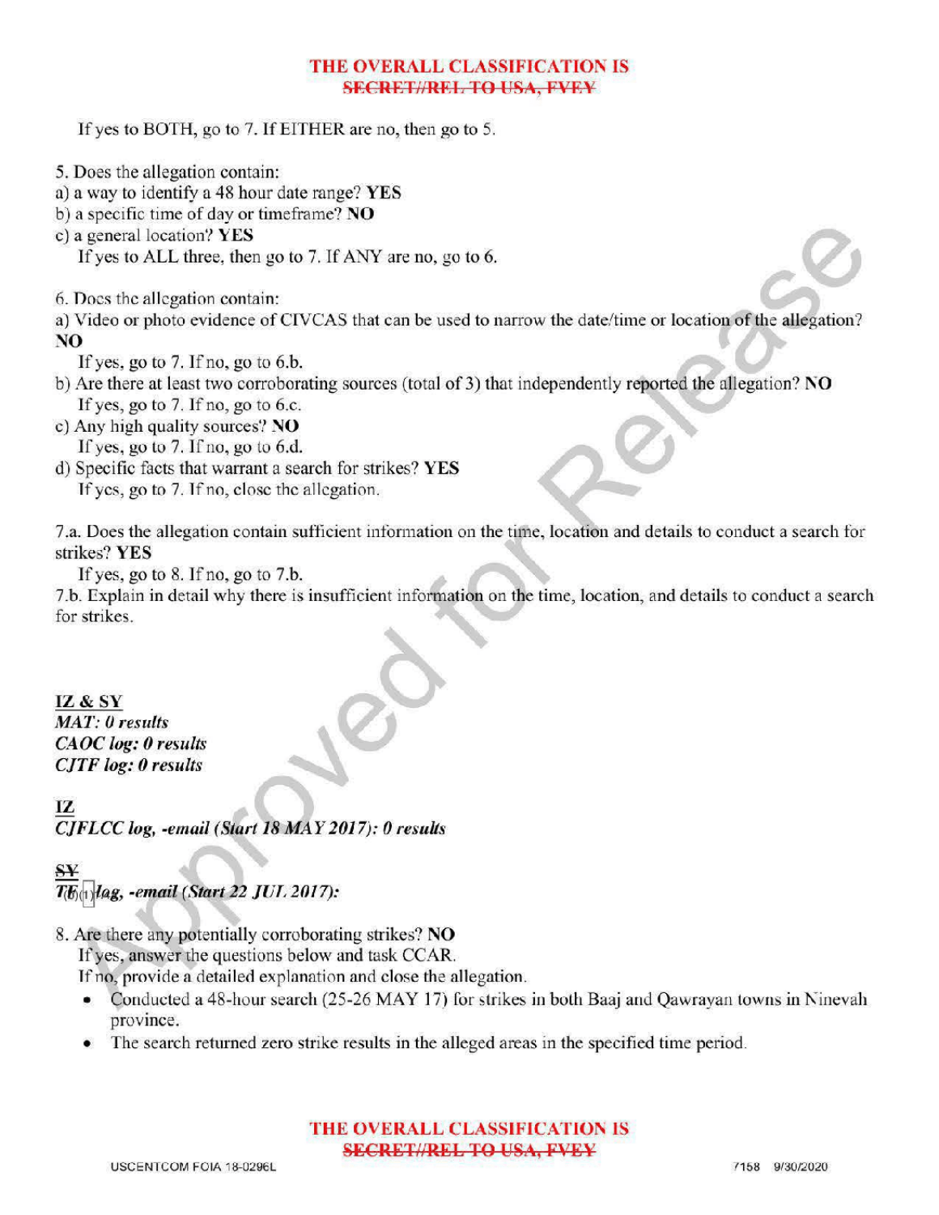If yes to BOTH, go to 7. If EITHER are no, then go to 5.

5. Does the allegation contain:
a) a way to identify a 48 hour date range? **YES**
b) a specific time of day or timeframe? **NO**
c) a general location? **YES**
   If yes to ALL three, then go to 7. If ANY are no, go to 6.

6. Does the allegation contain:
a) Video or photo evidence of CIVCAS that can be used to narrow the date/time or location of the allegation? **NO**
   If yes, go to 7. If no, go to 6.b.
b) Are there at least two corroborating sources (total of 3) that independently reported the allegation? **NO**
   If yes, go to 7. If no, go to 6.c.
c) Any high quality sources? **NO**
   If yes, go to 7. If no, go to 6.d.
d) Specific facts that warrant a search for strikes? **YES**
   If yes, go to 7. If no, close the allegation.

7.a. Does the allegation contain sufficient information on the time, location and details to conduct a search for strikes? **YES**
   If yes, go to 8. If no, go to 7.b.
7.b. Explain in detail why there is insufficient information on the time, location, and details to conduct a search for strikes.

**IZ & SY**
***MAT: 0 results***
***CAOC log: 0 results***
***CJTF log: 0 results***

**IZ**
***CJFLCC log, -email (Start 18 MAY 2017): 0 results***

**SY**
***T(b)(1) log, -email (Start 22 JUL 2017):***

8. Are there any potentially corroborating strikes? **NO**
   If yes, answer the questions below and task CCAR.
   If no, provide a detailed explanation and close the allegation.
   - Conducted a 48-hour search (25-26 MAY 17) for strikes in both Baaj and Qawrayan towns in Ninevah province.
   - The search returned zero strike results in the alleged areas in the specified time period.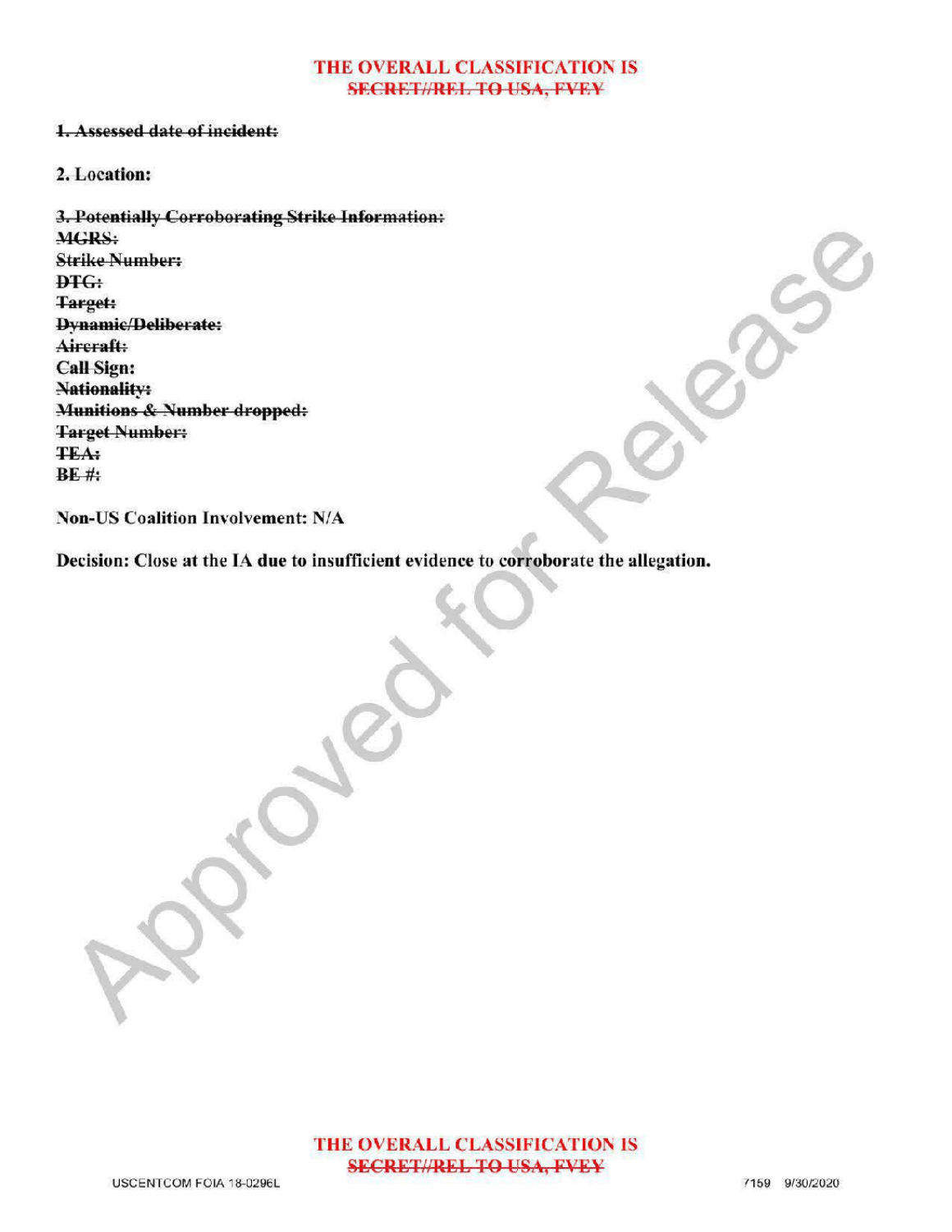THE OVERALL CLASSIFICATION IS
~~SECRET//REL TO USA, FVEY~~

~~**1. Assessed date of incident:**~~

**2. Location:**

~~**3. Potentially Corroborating Strike Information:**~~
~~**MGRS:**~~
~~**Strike Number:**~~
~~**DTG:**~~
~~**Target:**~~
~~**Dynamic/Deliberate:**~~
~~**Aircraft:**~~
**Call Sign:**
~~**Nationality:**~~
~~**Munitions & Number dropped:**~~
~~**Target Number:**~~
~~**TEA:**~~
~~**BE #:**~~

**Non-US Coalition Involvement: N/A**

**Decision: Close at the IA due to insufficient evidence to corroborate the allegation.**

THE OVERALL CLASSIFICATION IS
~~SECRET//REL TO USA, FVEY~~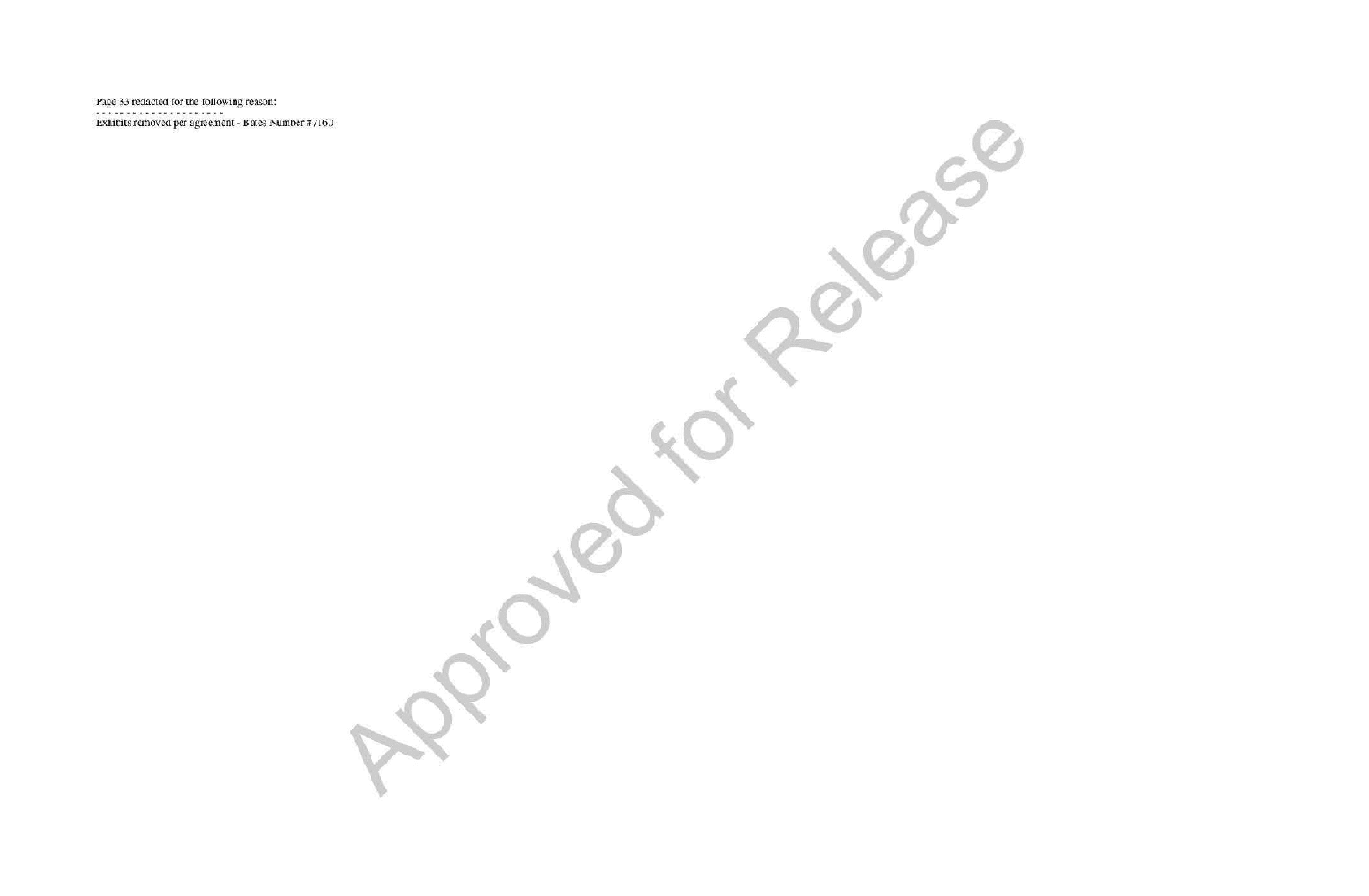Page 33 redacted for the following reason:

- - - - - - - - - - - - - - - - - - - - -

Exhibits removed per agreement - Bates Number #7160

Approved for Release